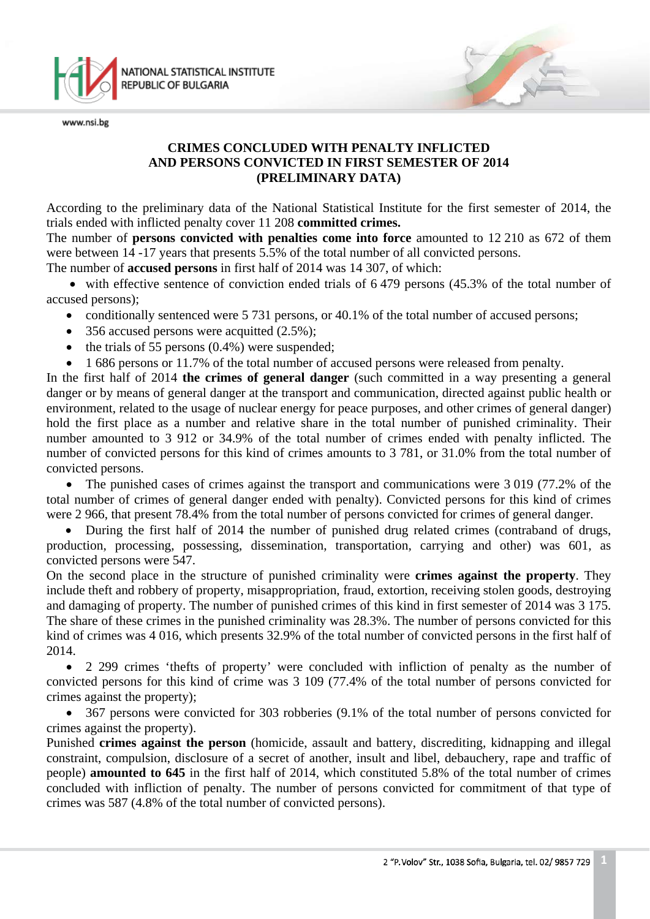# CRIMES CONCLUDED WITH PENALTY INFLICTED AND PERSONS CONVICTED IN FIRST SEMESTER OF 2014 (PRELIMINARY DATA)

According to the preliminary data of the National Statistical Institute for the first semester of 2014, the trials ended with inflicted penalty cover 11 208 **committed crimes.**

The number of **persons convicted with penalties come into force** amounted to 12 210 as 672 of them were between 14 -17 years that presents 5.5% of the total number of all convicted persons.

The number of **accused persons** in first half of 2014 was 14 307, of which:

- with effective sentence of conviction ended trials of 6 479 persons (45.3% of the total number of accused persons);
- conditionally sentenced were 5 731 persons, or 40.1% of the total number of accused persons;
- 356 accused persons were acquitted (2.5%);
- the trials of 55 persons (0.4%) were suspended;
- 1 686 persons or 11.7% of the total number of accused persons were released from penalty.

In the first half of 2014 **the crimes of general danger** (such committed in a way presenting a general danger or by means of general danger at the transport and communication, directed against public health or environment, related to the usage of nuclear energy for peace purposes, and other crimes of general danger) hold the first place as a number and relative share in the total number of punished criminality. Their number amounted to 3 912 or 34.9% of the total number of crimes ended with penalty inflicted. The number of convicted persons for this kind of crimes amounts to 3 781, or 31.0% from the total number of convicted persons.

- The punished cases of crimes against the transport and communications were 3 019 (77.2% of the total number of crimes of general danger ended with penalty). Convicted persons for this kind of crimes were 2 966, that present 78.4% from the total number of persons convicted for crimes of general danger.
- During the first half of 2014 the number of punished drug related crimes (contraband of drugs, production, processing, possessing, dissemination, transportation, carrying and other) was 601, as convicted persons were 547.

On the second place in the structure of punished criminality were **crimes against the property**. They include theft and robbery of property, misappropriation, fraud, extortion, receiving stolen goods, destroying and damaging of property. The number of punished crimes of this kind in first semester of 2014 was 3 175. The share of these crimes in the punished criminality was 28.3%. The number of persons convicted for this kind of crimes was 4 016, which presents 32.9% of the total number of convicted persons in the first half of 2014.

- 2 299 crimes 'thefts of property' were concluded with infliction of penalty as the number of convicted persons for this kind of crime was 3 109 (77.4% of the total number of persons convicted for crimes against the property);
- 367 persons were convicted for 303 robberies (9.1% of the total number of persons convicted for crimes against the property).

Punished **crimes against the person** (homicide, assault and battery, discrediting, kidnapping and illegal constraint, compulsion, disclosure of a secret of another, insult and libel, debauchery, rape and traffic of people) **amounted to 645** in the first half of 2014, which constituted 5.8% of the total number of crimes concluded with infliction of penalty. The number of persons convicted for commitment of that type of crimes was 587 (4.8% of the total number of convicted persons).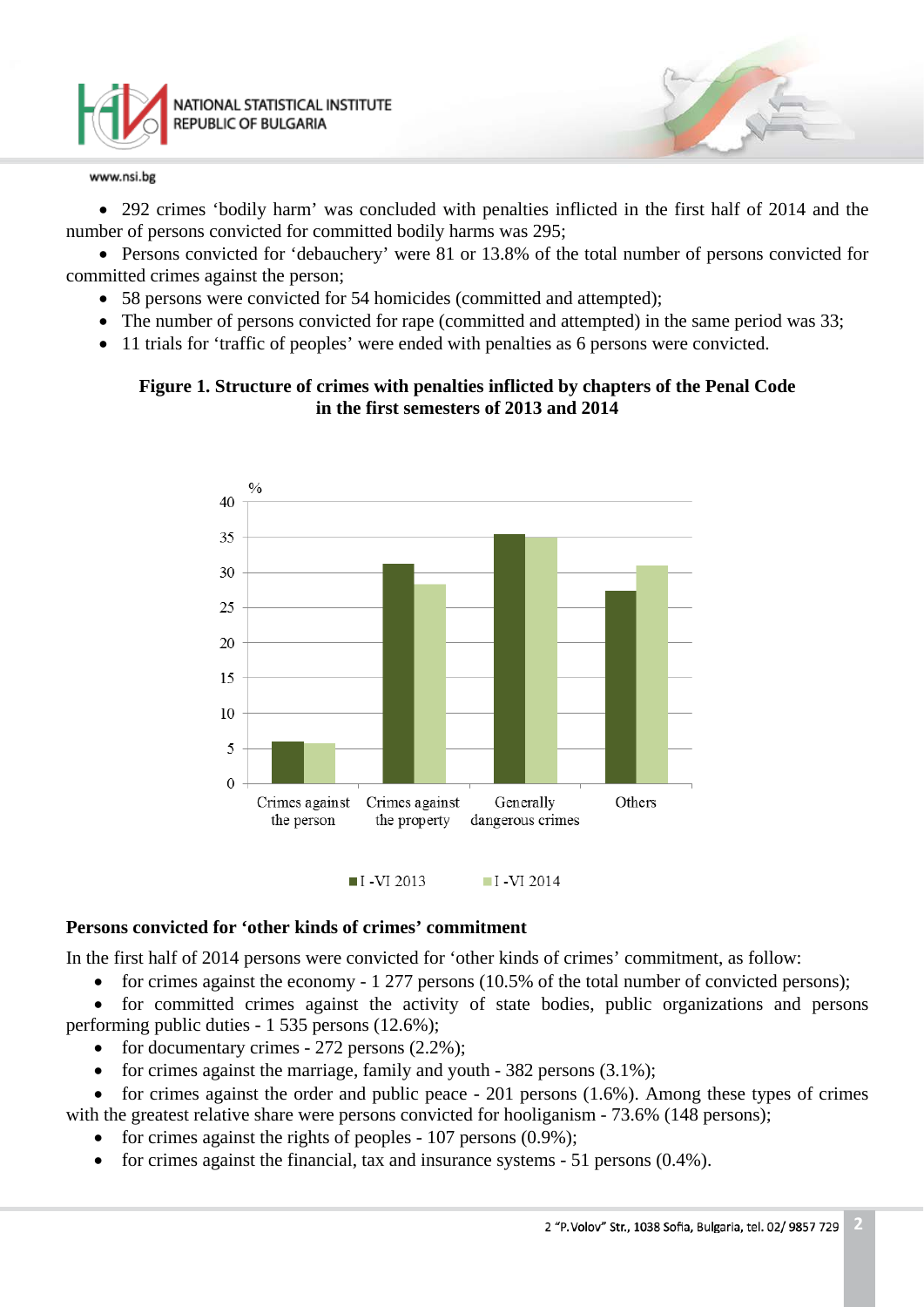- 292 crimes 'bodily harm' was concluded with penalties inflicted in the first half of 2014 and the number of persons convicted for committed bodily harms was 295;
- Persons convicted for 'debauchery' were 81 or 13.8% of the total number of persons convicted for committed crimes against the person;
- 58 persons were convicted for 54 homicides (committed and attempted);
- The number of persons convicted for rape (committed and attempted) in the same period was 33;
- 11 trials for 'traffic of peoples' were ended with penalties as 6 persons were convicted.

**Figure 1. Structure of crimes with penalties inflicted by chapters of the Penal Code in the first semesters of 2013 and 2014**

## Persons convicted for 'other kinds of crimes' commitment

In the first half of 2014 persons were convicted for 'other kinds of crimes' commitment, as follow:

- for crimes against the economy - 1 277 persons (10.5% of the total number of convicted persons);
- for committed crimes against the activity of state bodies, public organizations and persons performing public duties - 1 535 persons (12.6%);
- for documentary crimes - 272 persons (2.2%);
- for crimes against the marriage, family and youth - 382 persons (3.1%);
- for crimes against the order and public peace - 201 persons (1.6%). Among these types of crimes with the greatest relative share were persons convicted for hooliganism - 73.6% (148 persons);
- for crimes against the rights of peoples - 107 persons (0.9%);
- for crimes against the financial, tax and insurance systems - 51 persons (0.4%).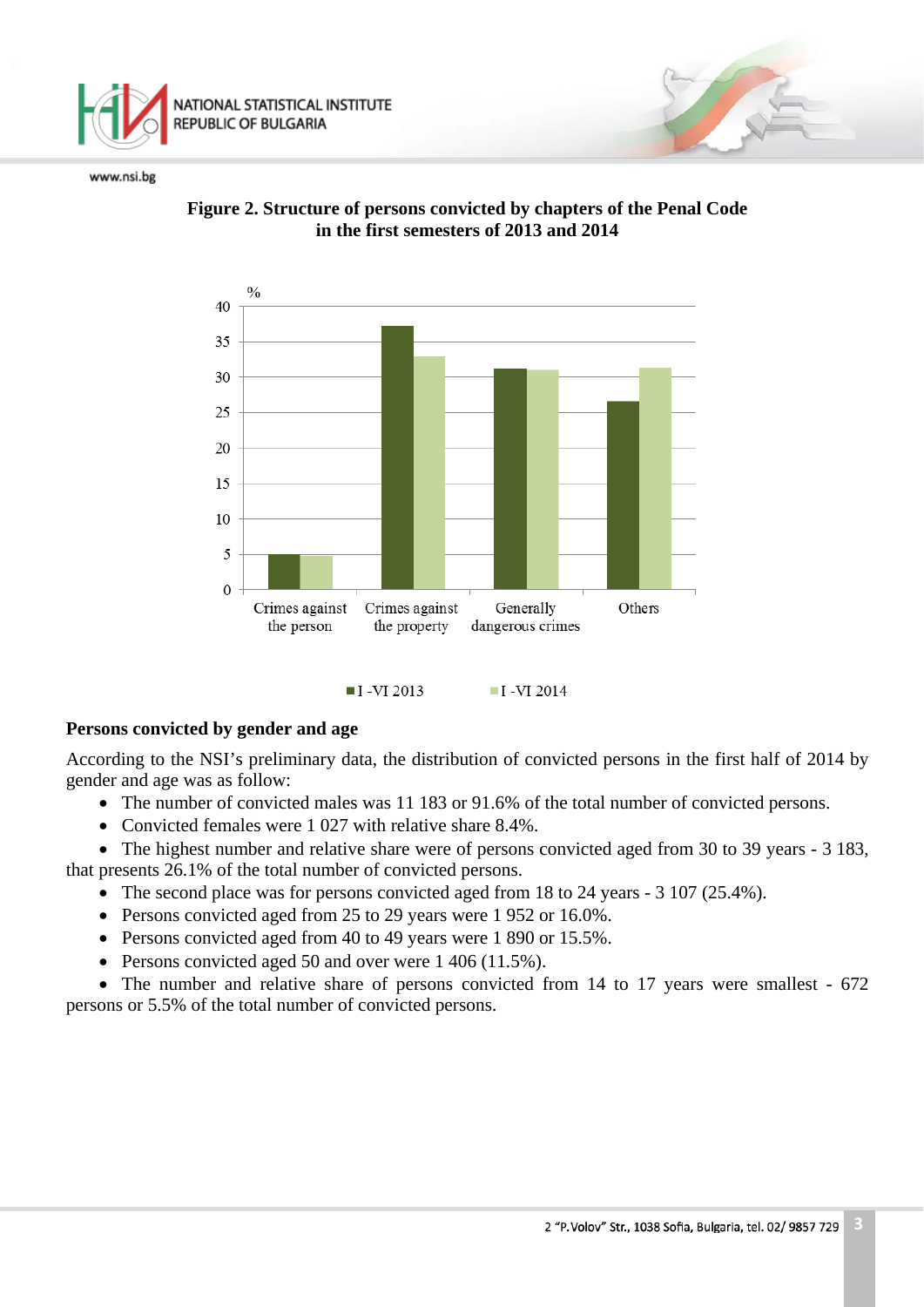**Figure 2. Structure of persons convicted by chapters of the Penal Code in the first semesters of 2013 and 2014**

**Persons convicted by gender and age**

According to the NSI's preliminary data, the distribution of convicted persons in the first half of 2014 by gender and age was as follow:

- The number of convicted males was 11 183 or 91.6% of the total number of convicted persons.
- Convicted females were 1 027 with relative share 8.4%.
- The highest number and relative share were of persons convicted aged from 30 to 39 years - 3 183, that presents 26.1% of the total number of convicted persons.
- The second place was for persons convicted aged from 18 to 24 years - 3 107 (25.4%).
- Persons convicted aged from 25 to 29 years were 1 952 or 16.0%.
- Persons convicted aged from 40 to 49 years were 1 890 or 15.5%.
- Persons convicted aged 50 and over were 1 406 (11.5%).
- The number and relative share of persons convicted from 14 to 17 years were smallest - 672 persons or 5.5% of the total number of convicted persons.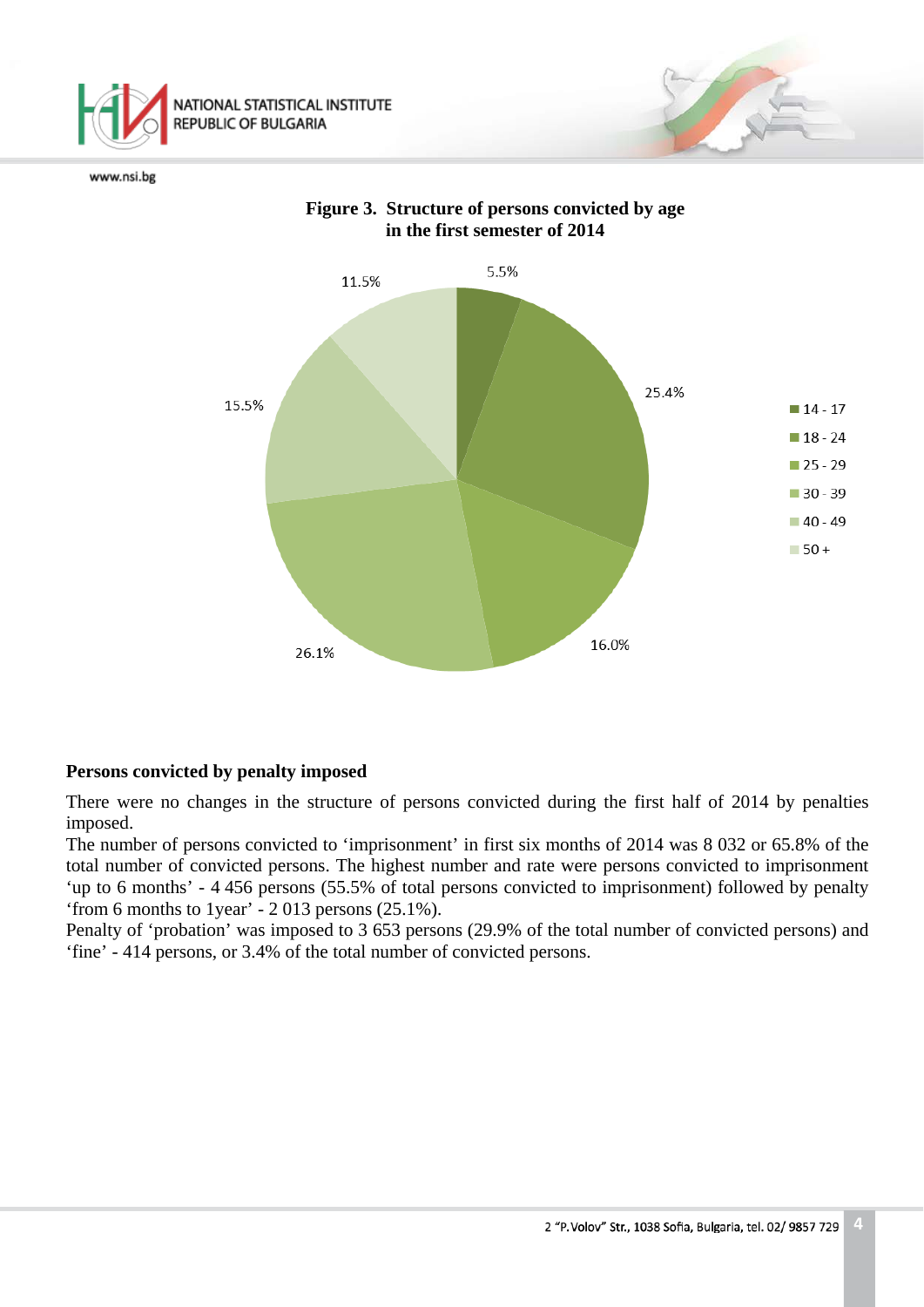**Figure 3. Structure of persons convicted by age in the first semester of 2014**

| Age | % |
|---|---|
| 14 - 17 | 5.5% |
| 18 - 24 | 25.4% |
| 25 - 29 | 16.0% |
| 30 - 39 | 26.1% |
| 40 - 49 | 15.5% |
| 50 + | 11.5% |

### Persons convicted by penalty imposed

There were no changes in the structure of persons convicted during the first half of 2014 by penalties imposed.

The number of persons convicted to 'imprisonment' in first six months of 2014 was 8 032 or 65.8% of the total number of convicted persons. The highest number and rate were persons convicted to imprisonment 'up to 6 months' - 4 456 persons (55.5% of total persons convicted to imprisonment) followed by penalty 'from 6 months to 1year' - 2 013 persons (25.1%).

Penalty of 'probation' was imposed to 3 653 persons (29.9% of the total number of convicted persons) and 'fine' - 414 persons, or 3.4% of the total number of convicted persons.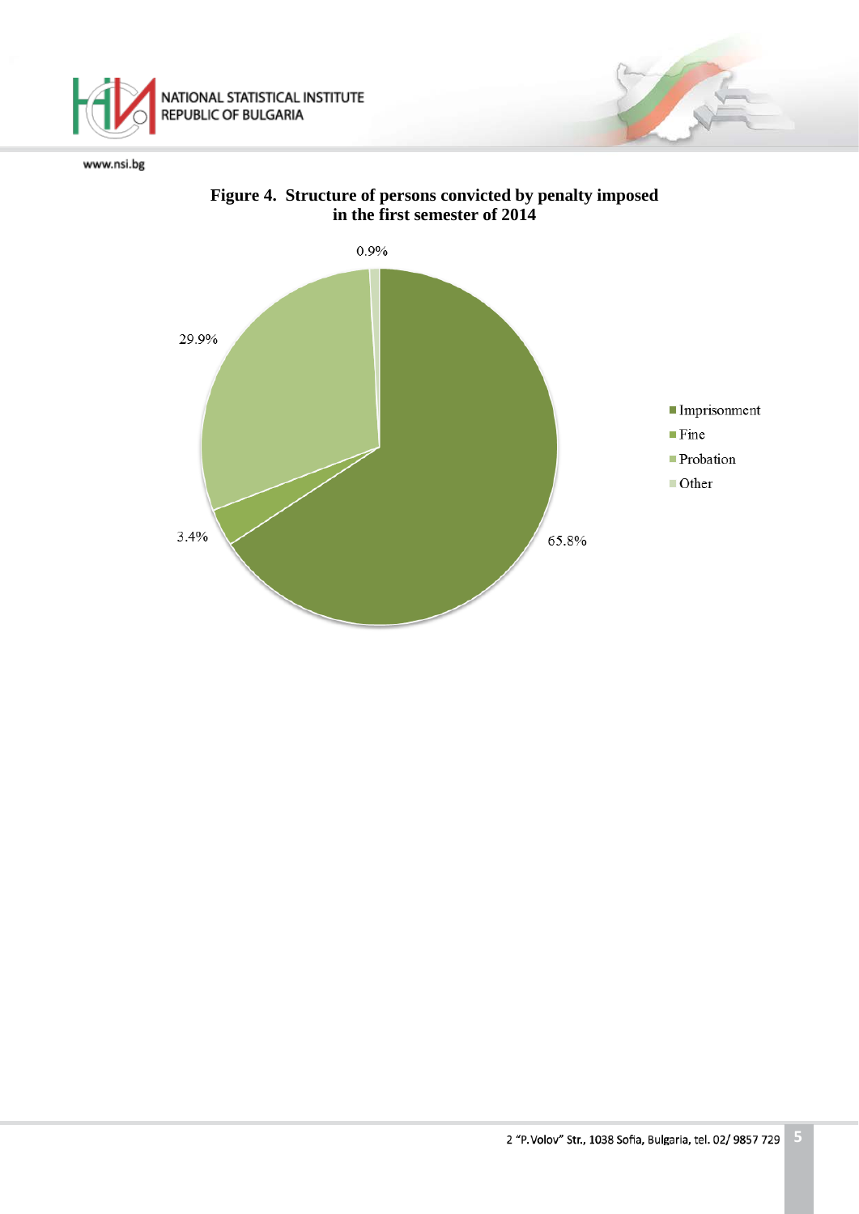**Figure 4. Structure of persons convicted by penalty imposed in the first semester of 2014**

| Penalty | % |
|---|---|
| Imprisonment | 65.8% |
| Fine | 3.4% |
| Probation | 29.9% |
| Other | 0.9% |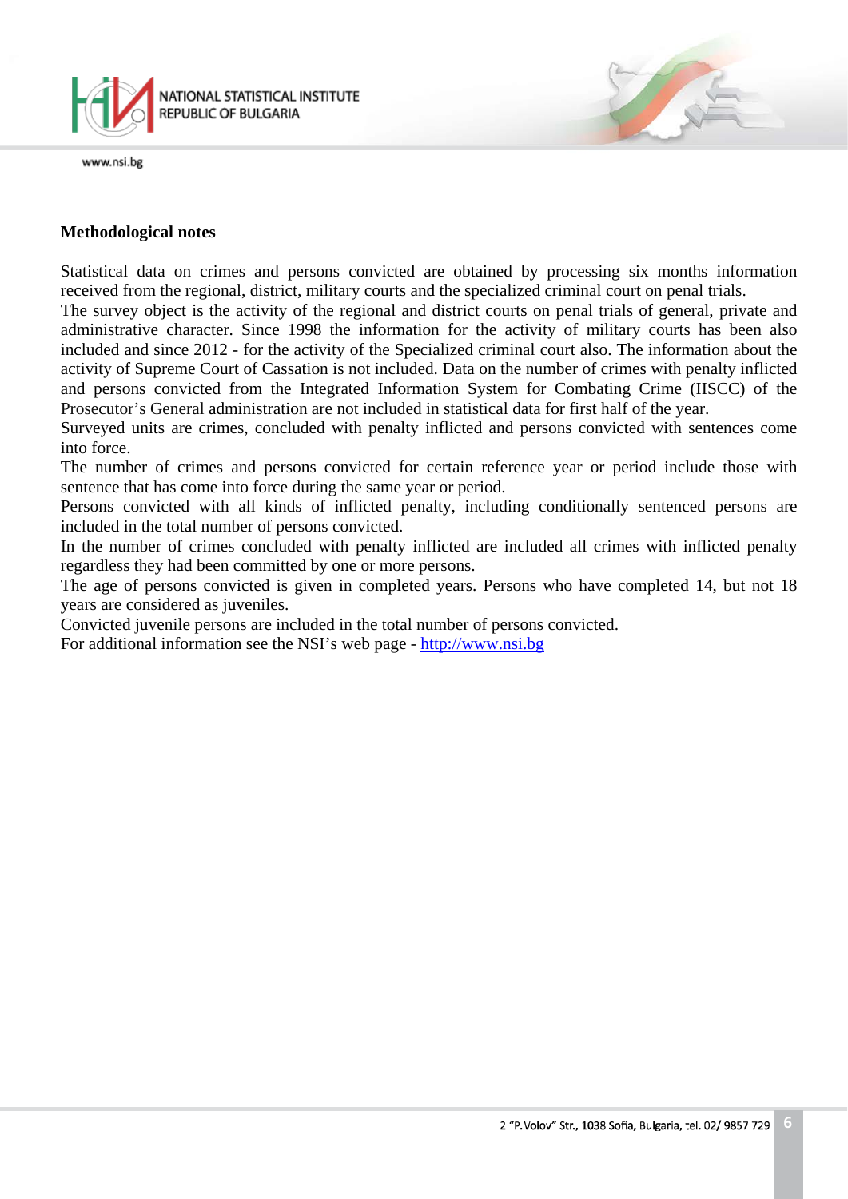## Methodological notes

Statistical data on crimes and persons convicted are obtained by processing six months information received from the regional, district, military courts and the specialized criminal court on penal trials.
The survey object is the activity of the regional and district courts on penal trials of general, private and administrative character. Since 1998 the information for the activity of military courts has been also included and since 2012 - for the activity of the Specialized criminal court also. The information about the activity of Supreme Court of Cassation is not included. Data on the number of crimes with penalty inflicted and persons convicted from the Integrated Information System for Combating Crime (IISCC) of the Prosecutor's General administration are not included in statistical data for first half of the year.
Surveyed units are crimes, concluded with penalty inflicted and persons convicted with sentences come into force.
The number of crimes and persons convicted for certain reference year or period include those with sentence that has come into force during the same year or period.
Persons convicted with all kinds of inflicted penalty, including conditionally sentenced persons are included in the total number of persons convicted.
In the number of crimes concluded with penalty inflicted are included all crimes with inflicted penalty regardless they had been committed by one or more persons.
The age of persons convicted is given in completed years. Persons who have completed 14, but not 18 years are considered as juveniles.
Convicted juvenile persons are included in the total number of persons convicted.
For additional information see the NSI's web page - http://www.nsi.bg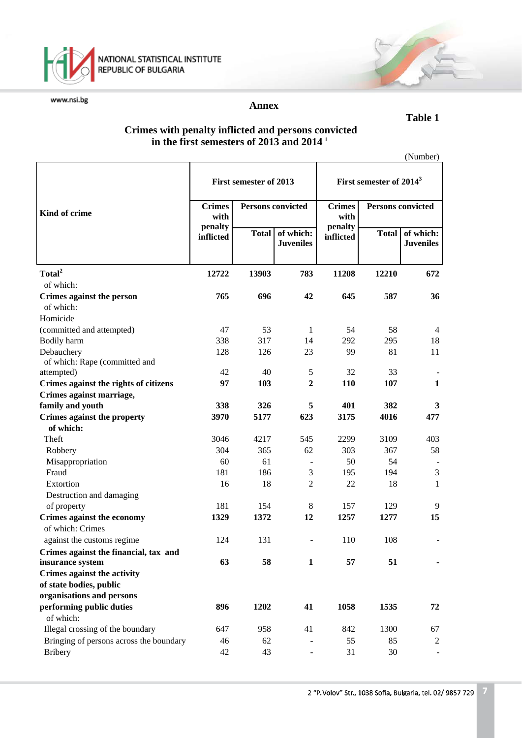## Annex

**Table 1**

### Crimes with penalty inflicted and persons convicted in the first semesters of 2013 and 2014 [1]

(Number)

| Kind of crime | First semester of 2013 | | | First semester of 2014[3] | | |
|---|---|---|---|---|---|---|
| | Crimes with penalty inflicted | Persons convicted | | Crimes with penalty inflicted | Persons convicted | |
| | | Total | of which: Juveniles | | Total | of which: Juveniles |
| **Total[2]** | **12722** | **13903** | **783** | **11208** | **12210** | **672** |
| of which: | | | | | | |
| **Crimes against the person** | **765** | **696** | **42** | **645** | **587** | **36** |
| of which: | | | | | | |
| Homicide (committed and attempted) | 47 | 53 | 1 | 54 | 58 | 4 |
| Bodily harm | 338 | 317 | 14 | 292 | 295 | 18 |
| Debauchery | 128 | 126 | 23 | 99 | 81 | 11 |
| of which: Rape (committed and attempted) | 42 | 40 | 5 | 32 | 33 | - |
| **Crimes against the rights of citizens** | **97** | **103** | **2** | **110** | **107** | **1** |
| **Crimes against marriage, family and youth** | **338** | **326** | **5** | **401** | **382** | **3** |
| **Crimes against the property** | **3970** | **5177** | **623** | **3175** | **4016** | **477** |
| **of which:** | | | | | | |
| Theft | 3046 | 4217 | 545 | 2299 | 3109 | 403 |
| Robbery | 304 | 365 | 62 | 303 | 367 | 58 |
| Misappropriation | 60 | 61 | - | 50 | 54 | - |
| Fraud | 181 | 186 | 3 | 195 | 194 | 3 |
| Extortion | 16 | 18 | 2 | 22 | 18 | 1 |
| Destruction and damaging of property | 181 | 154 | 8 | 157 | 129 | 9 |
| **Crimes against the economy** | **1329** | **1372** | **12** | **1257** | **1277** | **15** |
| of which: Crimes against the customs regime | 124 | 131 | - | 110 | 108 | - |
| **Crimes against the financial, tax and insurance system** | **63** | **58** | **1** | **57** | **51** | **-** |
| **Crimes against the activity of state bodies, public organisations and persons performing public duties** | **896** | **1202** | **41** | **1058** | **1535** | **72** |
| of which: | | | | | | |
| Illegal crossing of the boundary | 647 | 958 | 41 | 842 | 1300 | 67 |
| Bringing of persons across the boundary | 46 | 62 | - | 55 | 85 | 2 |
| Bribery | 42 | 43 | - | 31 | 30 | - |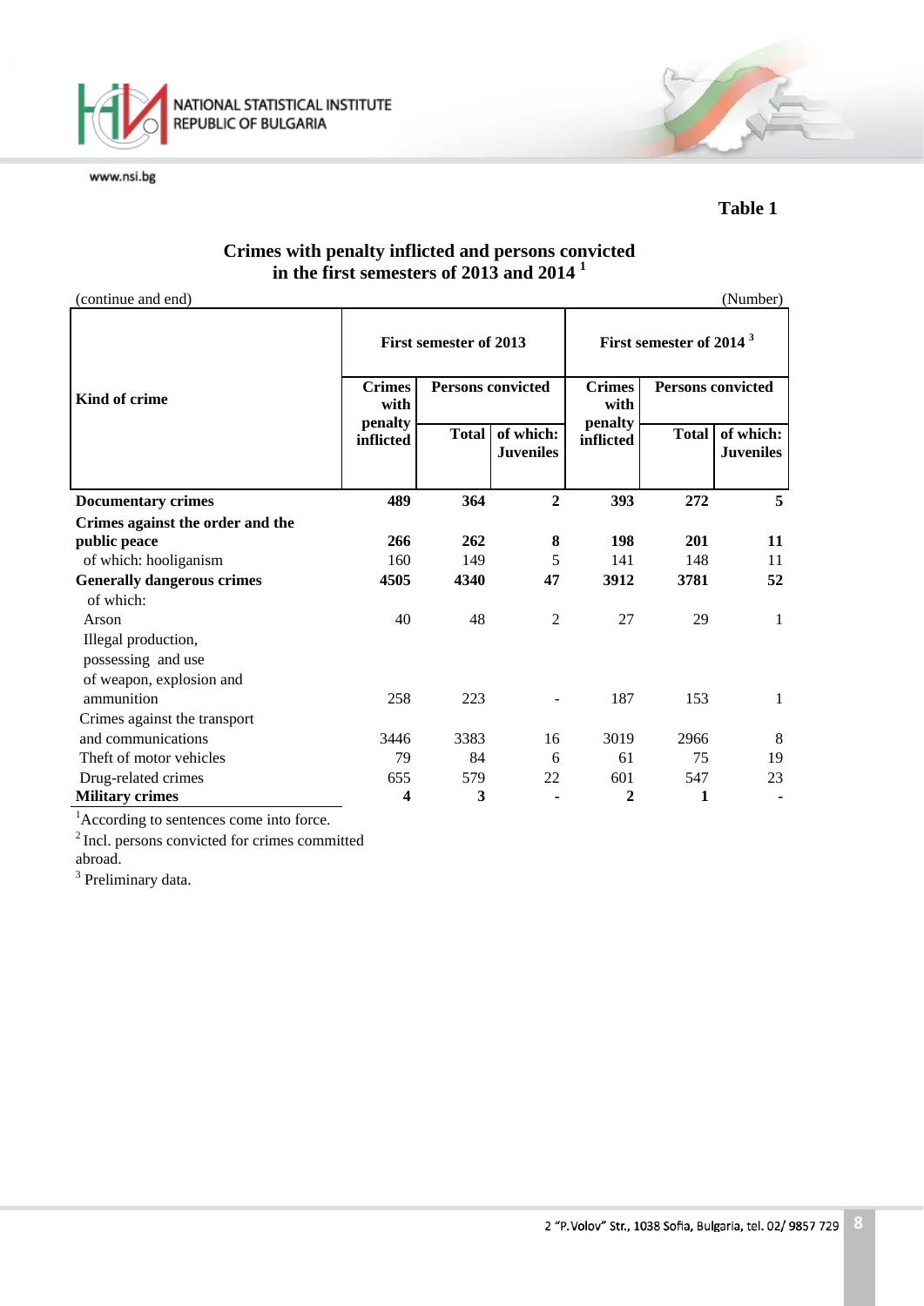**Table 1**

**Crimes with penalty inflicted and persons convicted in the first semesters of 2013 and 2014** [1]

(continue and end) (Number)

| Kind of crime | First semester of 2013 | | | First semester of 2014 [3] | | |
|---|---|---|---|---|---|---|
| | Crimes with penalty inflicted | Persons convicted | | Crimes with penalty inflicted | Persons convicted | |
| | | Total | of which: Juveniles | | Total | of which: Juveniles |
| **Documentary crimes** | **489** | **364** | **2** | **393** | **272** | **5** |
| **Crimes against the order and the public peace** | **266** | **262** | **8** | **198** | **201** | **11** |
| of which: hooliganism | 160 | 149 | 5 | 141 | 148 | 11 |
| **Generally dangerous crimes** | **4505** | **4340** | **47** | **3912** | **3781** | **52** |
| of which: | | | | | | |
| Arson | 40 | 48 | 2 | 27 | 29 | 1 |
| Illegal production, possessing and use of weapon, explosion and ammunition | 258 | 223 | - | 187 | 153 | 1 |
| Crimes against the transport and communications | 3446 | 3383 | 16 | 3019 | 2966 | 8 |
| Theft of motor vehicles | 79 | 84 | 6 | 61 | 75 | 19 |
| Drug-related crimes | 655 | 579 | 22 | 601 | 547 | 23 |
| **Military crimes** | **4** | **3** | **-** | **2** | **1** | **-** |

[1] According to sentences come into force.

[2] Incl. persons convicted for crimes committed abroad.

[3] Preliminary data.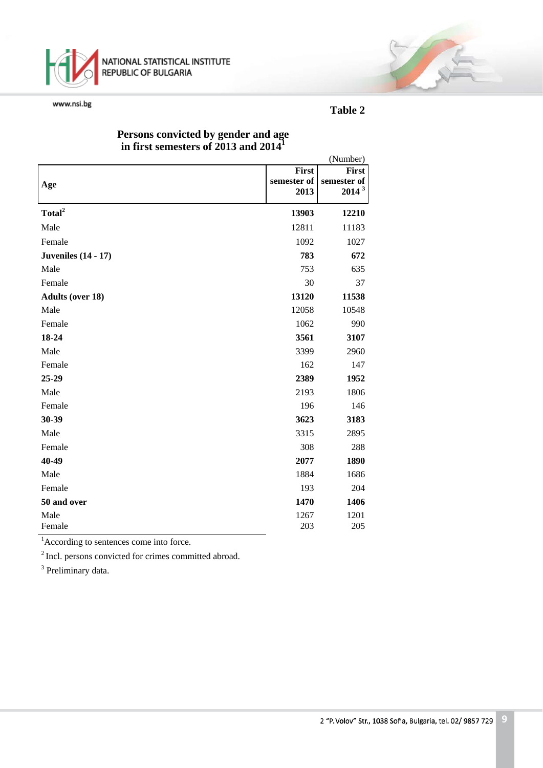**Table 2**

## Persons convicted by gender and age in first semesters of 2013 and 2014[1]

(Number)

| Age | First semester of 2013 | First semester of 2014 [3] |
|---|---|---|
| **Total[2]** | **13903** | **12210** |
| Male | 12811 | 11183 |
| Female | 1092 | 1027 |
| **Juveniles (14 - 17)** | **783** | **672** |
| Male | 753 | 635 |
| Female | 30 | 37 |
| **Adults (over 18)** | **13120** | **11538** |
| Male | 12058 | 10548 |
| Female | 1062 | 990 |
| **18-24** | **3561** | **3107** |
| Male | 3399 | 2960 |
| Female | 162 | 147 |
| **25-29** | **2389** | **1952** |
| Male | 2193 | 1806 |
| Female | 196 | 146 |
| **30-39** | **3623** | **3183** |
| Male | 3315 | 2895 |
| Female | 308 | 288 |
| **40-49** | **2077** | **1890** |
| Male | 1884 | 1686 |
| Female | 193 | 204 |
| **50 and over** | **1470** | **1406** |
| Male | 1267 | 1201 |
| Female | 203 | 205 |

[1] According to sentences come into force.

[2] Incl. persons convicted for crimes committed abroad.

[3] Preliminary data.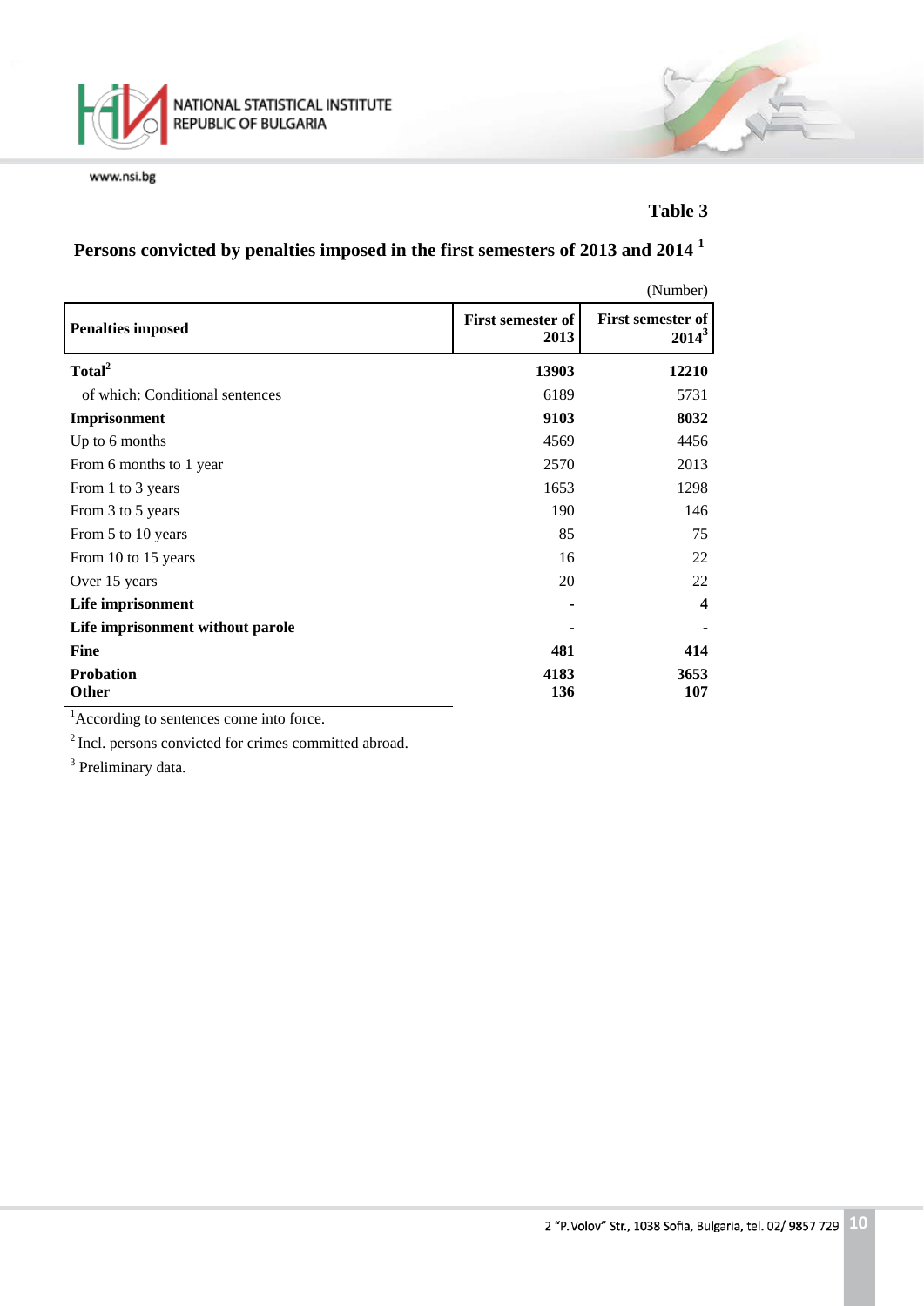Table 3

## Persons convicted by penalties imposed in the first semesters of 2013 and 2014 [1]

(Number)

| Penalties imposed | First semester of 2013 | First semester of 2014[3] |
|---|---|---|
| **Total[2]** | **13903** | **12210** |
| of which: Conditional sentences | 6189 | 5731 |
| **Imprisonment** | **9103** | **8032** |
| Up to 6 months | 4569 | 4456 |
| From 6 months to 1 year | 2570 | 2013 |
| From 1 to 3 years | 1653 | 1298 |
| From 3 to 5 years | 190 | 146 |
| From 5 to 10 years | 85 | 75 |
| From 10 to 15 years | 16 | 22 |
| Over 15 years | 20 | 22 |
| **Life imprisonment** | **-** | **4** |
| **Life imprisonment without parole** | - | - |
| **Fine** | **481** | **414** |
| **Probation** | **4183** | **3653** |
| **Other** | **136** | **107** |

[1] According to sentences come into force.

[2] Incl. persons convicted for crimes committed abroad.

[3] Preliminary data.